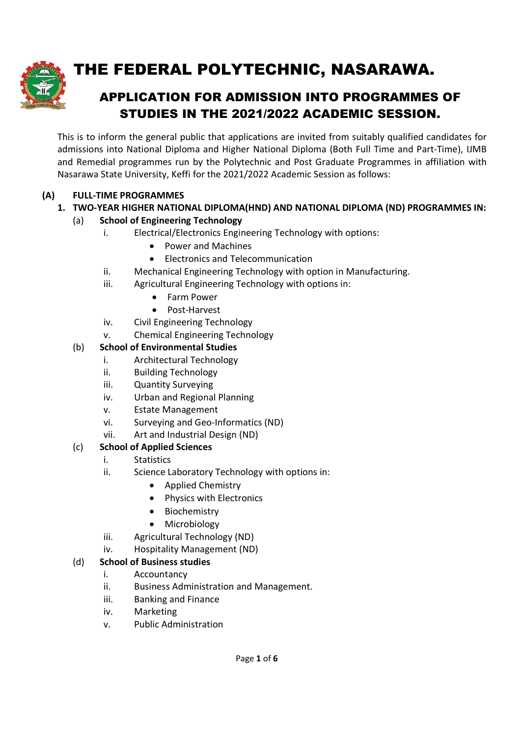# THE FEDERAL POLYTECHNIC, NASARAWA.

## APPLICATION FOR ADMISSION INTO PROGRAMMES OF STUDIES IN THE 2021/2022 ACADEMIC SESSION.

This is to inform the general public that applications are invited from suitably qualified candidates for admissions into National Diploma and Higher National Diploma (Both Full Time and Part-Time), IJMB and Remedial programmes run by the Polytechnic and Post Graduate Programmes in affiliation with Nasarawa State University, Keffi for the 2021/2022 Academic Session as follows:

**(A) FULL-TIME PROGRAMMES**

**1. TWO-YEAR HIGHER NATIONAL DIPLOMA(HND) AND NATIONAL DIPLOMA (ND) PROGRAMMES IN:**

(a) **School of Engineering Technology**

- i. Electrical/Electronics Engineering Technology with options:
  - Power and Machines
  - Electronics and Telecommunication
- ii. Mechanical Engineering Technology with option in Manufacturing.
- iii. Agricultural Engineering Technology with options in:
  - Farm Power
  - Post-Harvest
- iv. Civil Engineering Technology
- v. Chemical Engineering Technology

(b) **School of Environmental Studies**

- i. Architectural Technology
- ii. Building Technology
- iii. Quantity Surveying
- iv. Urban and Regional Planning
- v. Estate Management
- vi. Surveying and Geo-Informatics (ND)
- vii. Art and Industrial Design (ND)

(c) **School of Applied Sciences**

- i. Statistics
- ii. Science Laboratory Technology with options in:
  - Applied Chemistry
  - Physics with Electronics
  - Biochemistry
  - Microbiology
- iii. Agricultural Technology (ND)
- iv. Hospitality Management (ND)

(d) **School of Business studies**

- i. Accountancy
- ii. Business Administration and Management.
- iii. Banking and Finance
- iv. Marketing
- v. Public Administration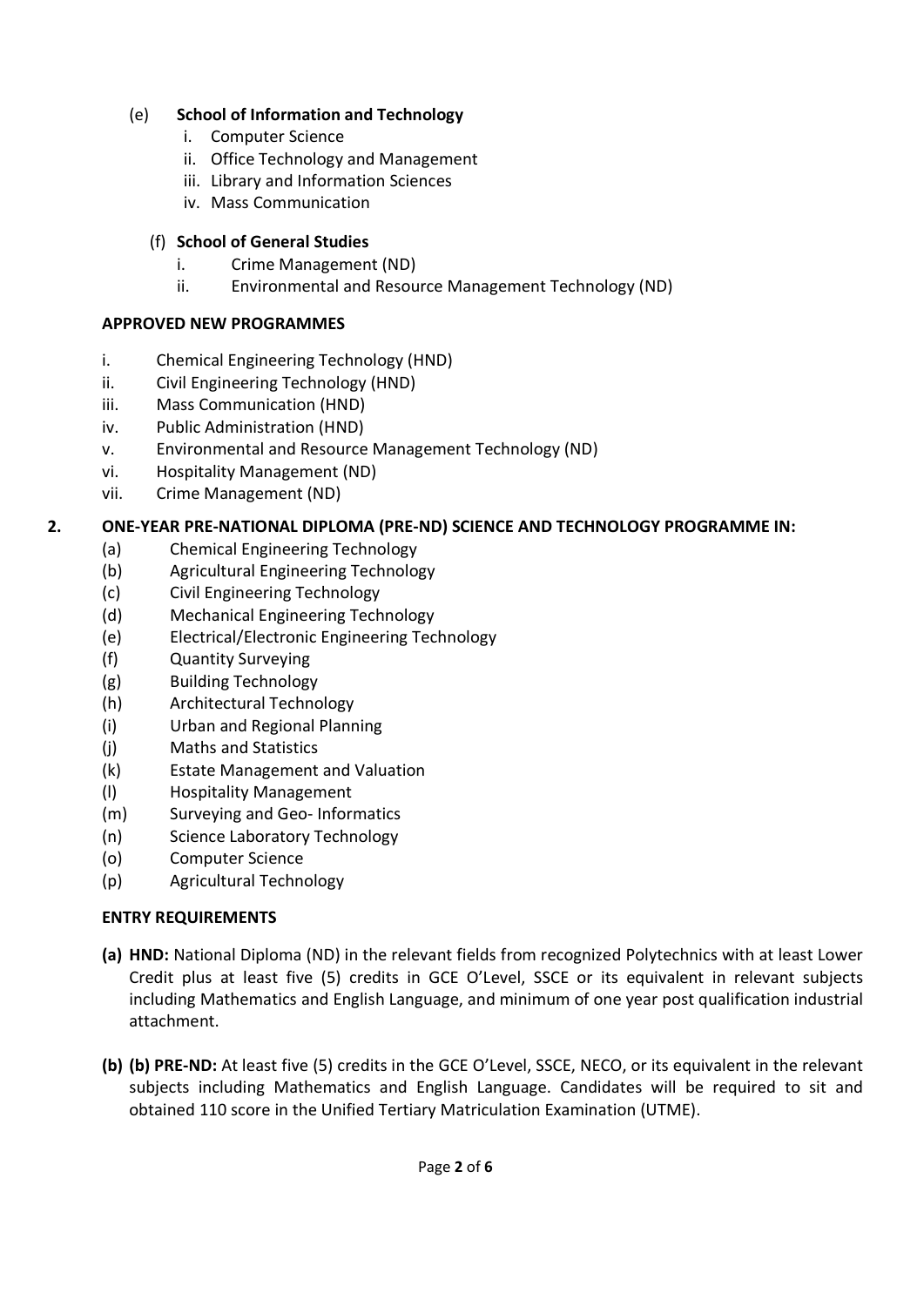(e) **School of Information and Technology**

i. Computer Science
ii. Office Technology and Management
iii. Library and Information Sciences
iv. Mass Communication

(f) **School of General Studies**

i. Crime Management (ND)
ii. Environmental and Resource Management Technology (ND)

**APPROVED NEW PROGRAMMES**

i. Chemical Engineering Technology (HND)
ii. Civil Engineering Technology (HND)
iii. Mass Communication (HND)
iv. Public Administration (HND)
v. Environmental and Resource Management Technology (ND)
vi. Hospitality Management (ND)
vii. Crime Management (ND)

**2. ONE-YEAR PRE-NATIONAL DIPLOMA (PRE-ND) SCIENCE AND TECHNOLOGY PROGRAMME IN:**

(a) Chemical Engineering Technology
(b) Agricultural Engineering Technology
(c) Civil Engineering Technology
(d) Mechanical Engineering Technology
(e) Electrical/Electronic Engineering Technology
(f) Quantity Surveying
(g) Building Technology
(h) Architectural Technology
(i) Urban and Regional Planning
(j) Maths and Statistics
(k) Estate Management and Valuation
(l) Hospitality Management
(m) Surveying and Geo- Informatics
(n) Science Laboratory Technology
(o) Computer Science
(p) Agricultural Technology

**ENTRY REQUIREMENTS**

**(a) HND:** National Diploma (ND) in the relevant fields from recognized Polytechnics with at least Lower Credit plus at least five (5) credits in GCE O'Level, SSCE or its equivalent in relevant subjects including Mathematics and English Language, and minimum of one year post qualification industrial attachment.

**(b) (b) PRE-ND:** At least five (5) credits in the GCE O'Level, SSCE, NECO, or its equivalent in the relevant subjects including Mathematics and English Language. Candidates will be required to sit and obtained 110 score in the Unified Tertiary Matriculation Examination (UTME).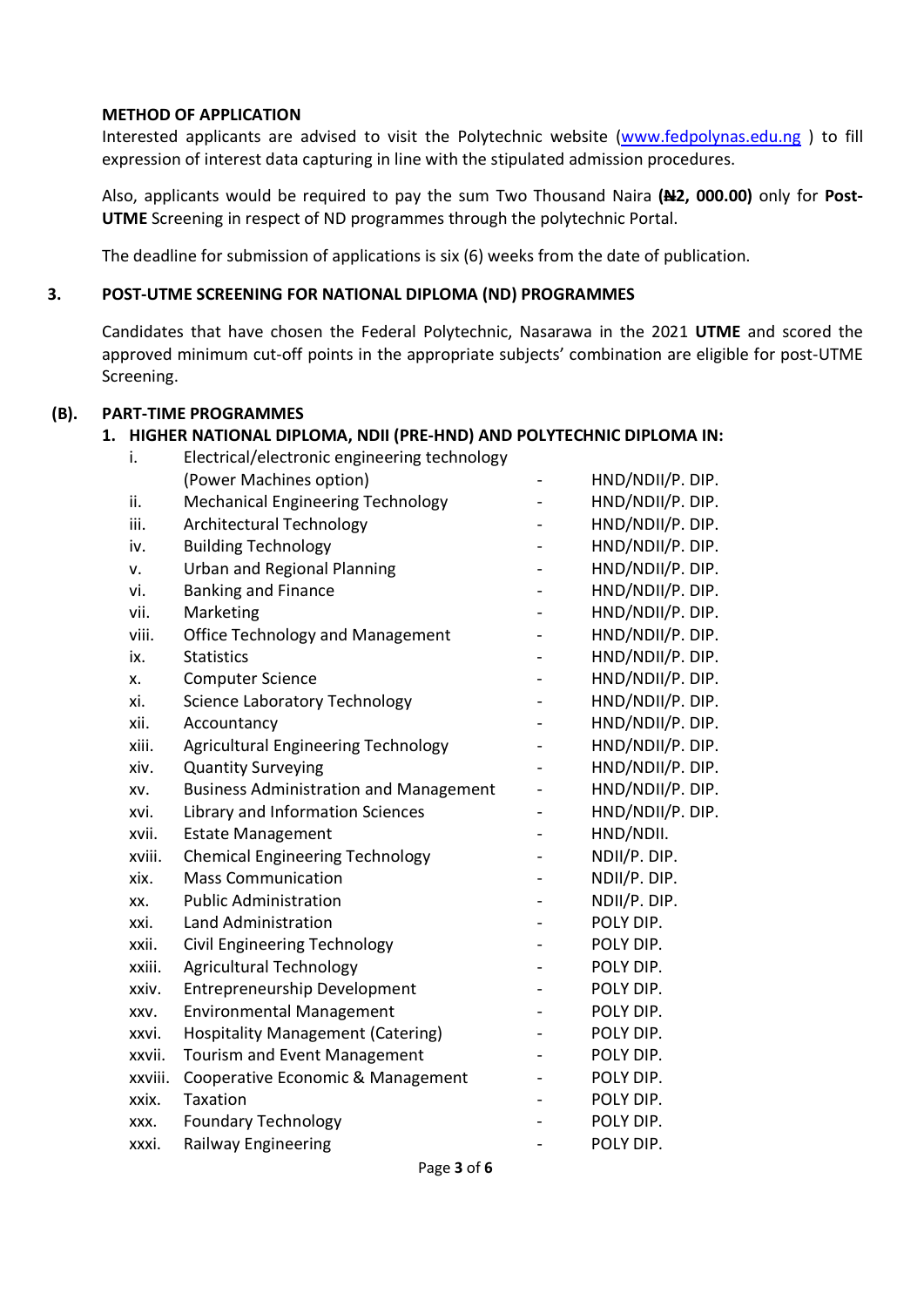**METHOD OF APPLICATION**

Interested applicants are advised to visit the Polytechnic website (www.fedpolynas.edu.ng ) to fill expression of interest data capturing in line with the stipulated admission procedures.

Also, applicants would be required to pay the sum Two Thousand Naira **(₦2, 000.00)** only for **Post-UTME** Screening in respect of ND programmes through the polytechnic Portal.

The deadline for submission of applications is six (6) weeks from the date of publication.

**3. POST-UTME SCREENING FOR NATIONAL DIPLOMA (ND) PROGRAMMES**

Candidates that have chosen the Federal Polytechnic, Nasarawa in the 2021 **UTME** and scored the approved minimum cut-off points in the appropriate subjects' combination are eligible for post-UTME Screening.

**(B). PART-TIME PROGRAMMES**

**1. HIGHER NATIONAL DIPLOMA, NDII (PRE-HND) AND POLYTECHNIC DIPLOMA IN:**

| | Programme | | Award |
|---|---|---|---|
| i. | Electrical/electronic engineering technology (Power Machines option) | - | HND/NDII/P. DIP. |
| ii. | Mechanical Engineering Technology | - | HND/NDII/P. DIP. |
| iii. | Architectural Technology | - | HND/NDII/P. DIP. |
| iv. | Building Technology | - | HND/NDII/P. DIP. |
| v. | Urban and Regional Planning | - | HND/NDII/P. DIP. |
| vi. | Banking and Finance | - | HND/NDII/P. DIP. |
| vii. | Marketing | - | HND/NDII/P. DIP. |
| viii. | Office Technology and Management | - | HND/NDII/P. DIP. |
| ix. | Statistics | - | HND/NDII/P. DIP. |
| x. | Computer Science | - | HND/NDII/P. DIP. |
| xi. | Science Laboratory Technology | - | HND/NDII/P. DIP. |
| xii. | Accountancy | - | HND/NDII/P. DIP. |
| xiii. | Agricultural Engineering Technology | - | HND/NDII/P. DIP. |
| xiv. | Quantity Surveying | - | HND/NDII/P. DIP. |
| xv. | Business Administration and Management | - | HND/NDII/P. DIP. |
| xvi. | Library and Information Sciences | - | HND/NDII/P. DIP. |
| xvii. | Estate Management | - | HND/NDII. |
| xviii. | Chemical Engineering Technology | - | NDII/P. DIP. |
| xix. | Mass Communication | - | NDII/P. DIP. |
| xx. | Public Administration | - | NDII/P. DIP. |
| xxi. | Land Administration | - | POLY DIP. |
| xxii. | Civil Engineering Technology | - | POLY DIP. |
| xxiii. | Agricultural Technology | - | POLY DIP. |
| xxiv. | Entrepreneurship Development | - | POLY DIP. |
| xxv. | Environmental Management | - | POLY DIP. |
| xxvi. | Hospitality Management (Catering) | - | POLY DIP. |
| xxvii. | Tourism and Event Management | - | POLY DIP. |
| xxviii. | Cooperative Economic & Management | - | POLY DIP. |
| xxix. | Taxation | - | POLY DIP. |
| xxx. | Foundary Technology | - | POLY DIP. |
| xxxi. | Railway Engineering | - | POLY DIP. |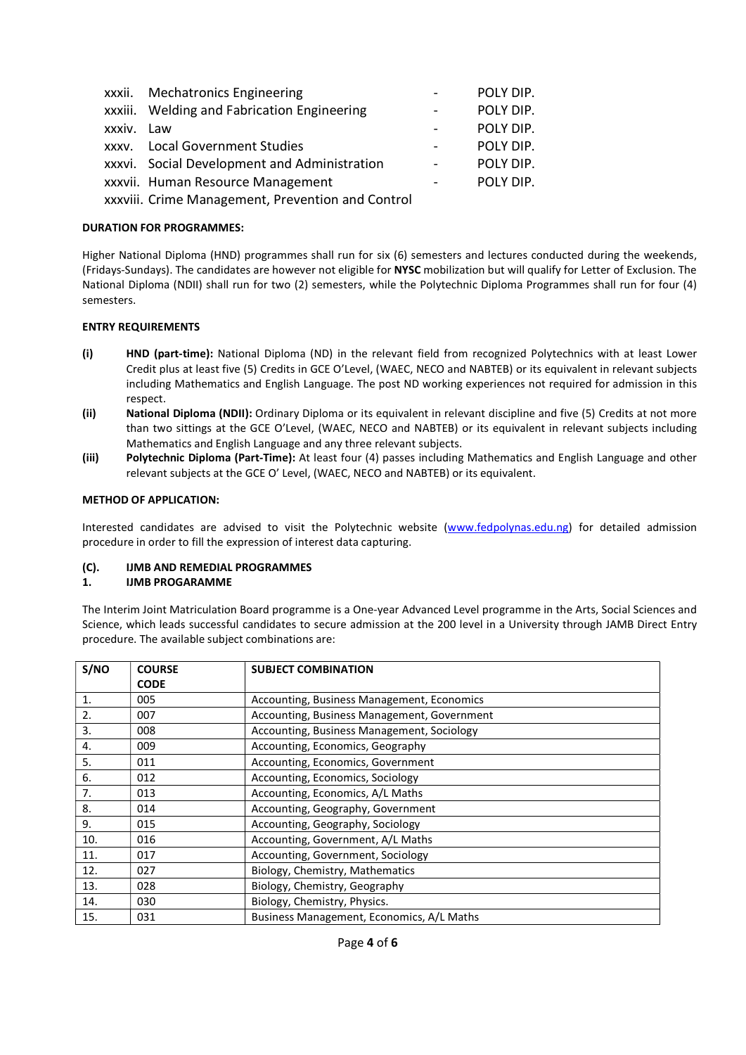xxxii. Mechatronics Engineering - POLY DIP.
xxxiii. Welding and Fabrication Engineering - POLY DIP.
xxxiv. Law - POLY DIP.
xxxv. Local Government Studies - POLY DIP.
xxxvi. Social Development and Administration - POLY DIP.
xxxvii. Human Resource Management - POLY DIP.
xxxviii. Crime Management, Prevention and Control

**DURATION FOR PROGRAMMES:**

Higher National Diploma (HND) programmes shall run for six (6) semesters and lectures conducted during the weekends, (Fridays-Sundays). The candidates are however not eligible for **NYSC** mobilization but will qualify for Letter of Exclusion. The National Diploma (NDII) shall run for two (2) semesters, while the Polytechnic Diploma Programmes shall run for four (4) semesters.

**ENTRY REQUIREMENTS**

**(i)** **HND (part-time):** National Diploma (ND) in the relevant field from recognized Polytechnics with at least Lower Credit plus at least five (5) Credits in GCE O'Level, (WAEC, NECO and NABTEB) or its equivalent in relevant subjects including Mathematics and English Language. The post ND working experiences not required for admission in this respect.

**(ii)** **National Diploma (NDII):** Ordinary Diploma or its equivalent in relevant discipline and five (5) Credits at not more than two sittings at the GCE O'Level, (WAEC, NECO and NABTEB) or its equivalent in relevant subjects including Mathematics and English Language and any three relevant subjects.

**(iii)** **Polytechnic Diploma (Part-Time):** At least four (4) passes including Mathematics and English Language and other relevant subjects at the GCE O' Level, (WAEC, NECO and NABTEB) or its equivalent.

**METHOD OF APPLICATION:**

Interested candidates are advised to visit the Polytechnic website (www.fedpolynas.edu.ng) for detailed admission procedure in order to fill the expression of interest data capturing.

**(C). IJMB AND REMEDIAL PROGRAMMES**

**1. IJMB PROGARAMME**

The Interim Joint Matriculation Board programme is a One-year Advanced Level programme in the Arts, Social Sciences and Science, which leads successful candidates to secure admission at the 200 level in a University through JAMB Direct Entry procedure. The available subject combinations are:

| S/NO | COURSE CODE | SUBJECT COMBINATION |
|---|---|---|
| 1. | 005 | Accounting, Business Management, Economics |
| 2. | 007 | Accounting, Business Management, Government |
| 3. | 008 | Accounting, Business Management, Sociology |
| 4. | 009 | Accounting, Economics, Geography |
| 5. | 011 | Accounting, Economics, Government |
| 6. | 012 | Accounting, Economics, Sociology |
| 7. | 013 | Accounting, Economics, A/L Maths |
| 8. | 014 | Accounting, Geography, Government |
| 9. | 015 | Accounting, Geography, Sociology |
| 10. | 016 | Accounting, Government, A/L Maths |
| 11. | 017 | Accounting, Government, Sociology |
| 12. | 027 | Biology, Chemistry, Mathematics |
| 13. | 028 | Biology, Chemistry, Geography |
| 14. | 030 | Biology, Chemistry, Physics. |
| 15. | 031 | Business Management, Economics, A/L Maths |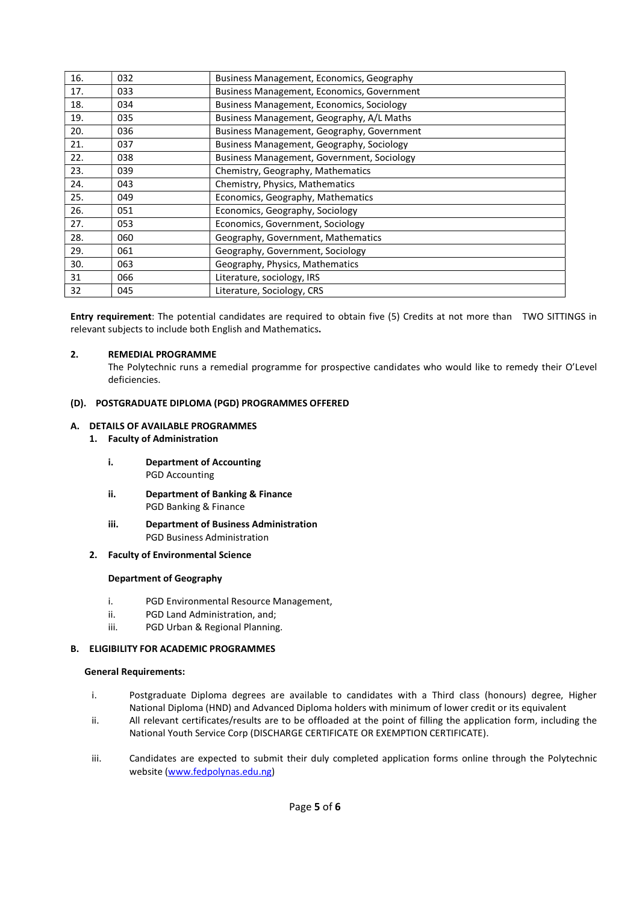| 16. | 032 | Business Management, Economics, Geography |
|---|---|---|
| 17. | 033 | Business Management, Economics, Government |
| 18. | 034 | Business Management, Economics, Sociology |
| 19. | 035 | Business Management, Geography, A/L Maths |
| 20. | 036 | Business Management, Geography, Government |
| 21. | 037 | Business Management, Geography, Sociology |
| 22. | 038 | Business Management, Government, Sociology |
| 23. | 039 | Chemistry, Geography, Mathematics |
| 24. | 043 | Chemistry, Physics, Mathematics |
| 25. | 049 | Economics, Geography, Mathematics |
| 26. | 051 | Economics, Geography, Sociology |
| 27. | 053 | Economics, Government, Sociology |
| 28. | 060 | Geography, Government, Mathematics |
| 29. | 061 | Geography, Government, Sociology |
| 30. | 063 | Geography, Physics, Mathematics |
| 31 | 066 | Literature, sociology, IRS |
| 32 | 045 | Literature, Sociology, CRS |

**Entry requirement**: The potential candidates are required to obtain five (5) Credits at not more than TWO SITTINGS in relevant subjects to include both English and Mathematics**.**

**2. REMEDIAL PROGRAMME**

The Polytechnic runs a remedial programme for prospective candidates who would like to remedy their O'Level deficiencies.

### (D). POSTGRADUATE DIPLOMA (PGD) PROGRAMMES OFFERED

**A. DETAILS OF AVAILABLE PROGRAMMES**

**1. Faculty of Administration**

i. **Department of Accounting**
PGD Accounting

ii. **Department of Banking & Finance**
PGD Banking & Finance

iii. **Department of Business Administration**
PGD Business Administration

**2. Faculty of Environmental Science**

**Department of Geography**

i. PGD Environmental Resource Management,
ii. PGD Land Administration, and;
iii. PGD Urban & Regional Planning.

**B. ELIGIBILITY FOR ACADEMIC PROGRAMMES**

**General Requirements:**

i. Postgraduate Diploma degrees are available to candidates with a Third class (honours) degree, Higher National Diploma (HND) and Advanced Diploma holders with minimum of lower credit or its equivalent
ii. All relevant certificates/results are to be offloaded at the point of filling the application form, including the National Youth Service Corp (DISCHARGE CERTIFICATE OR EXEMPTION CERTIFICATE).
iii. Candidates are expected to submit their duly completed application forms online through the Polytechnic website (www.fedpolynas.edu.ng)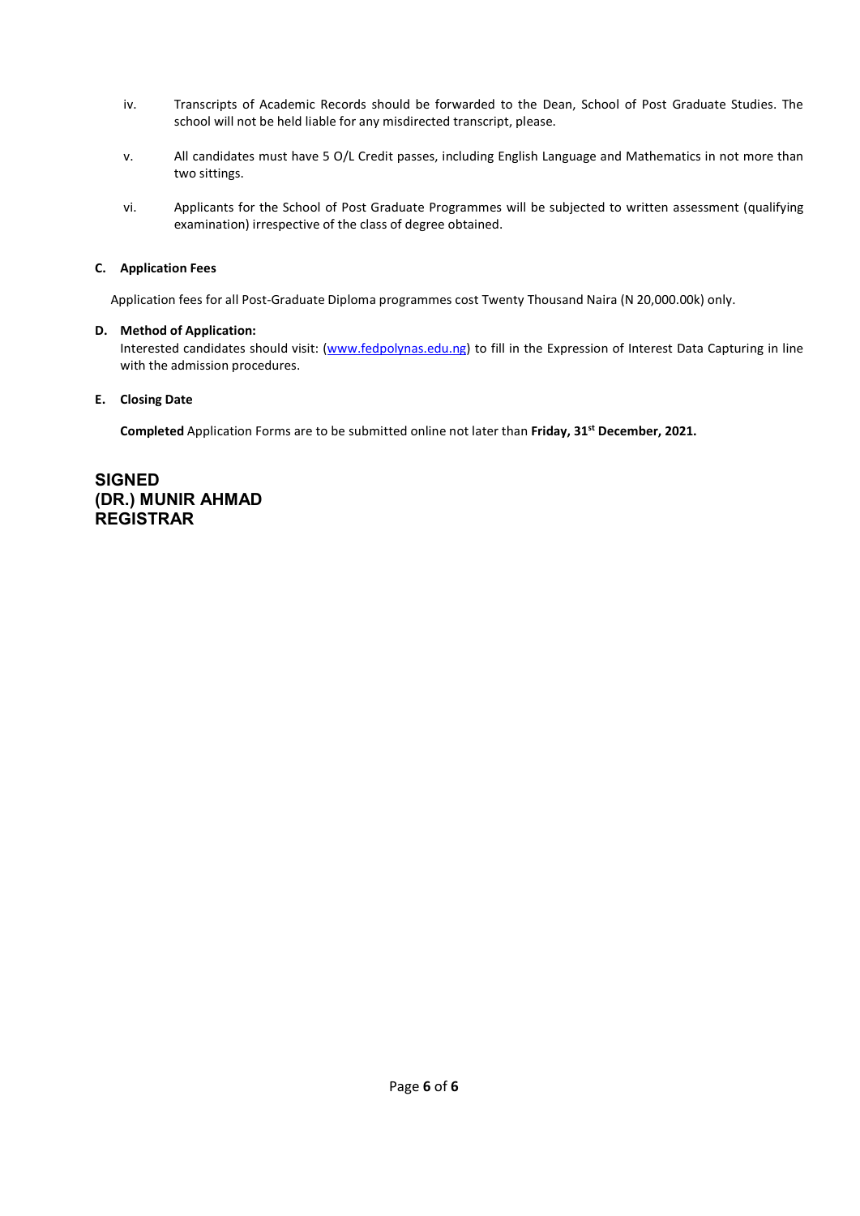iv. Transcripts of Academic Records should be forwarded to the Dean, School of Post Graduate Studies. The school will not be held liable for any misdirected transcript, please.

v. All candidates must have 5 O/L Credit passes, including English Language and Mathematics in not more than two sittings.

vi. Applicants for the School of Post Graduate Programmes will be subjected to written assessment (qualifying examination) irrespective of the class of degree obtained.

**C. Application Fees**

Application fees for all Post-Graduate Diploma programmes cost Twenty Thousand Naira (N 20,000.00k) only.

**D. Method of Application:**

Interested candidates should visit: (www.fedpolynas.edu.ng) to fill in the Expression of Interest Data Capturing in line with the admission procedures.

**E. Closing Date**

**Completed** Application Forms are to be submitted online not later than **Friday, 31st December, 2021.**

**SIGNED**
**(DR.) MUNIR AHMAD**
**REGISTRAR**